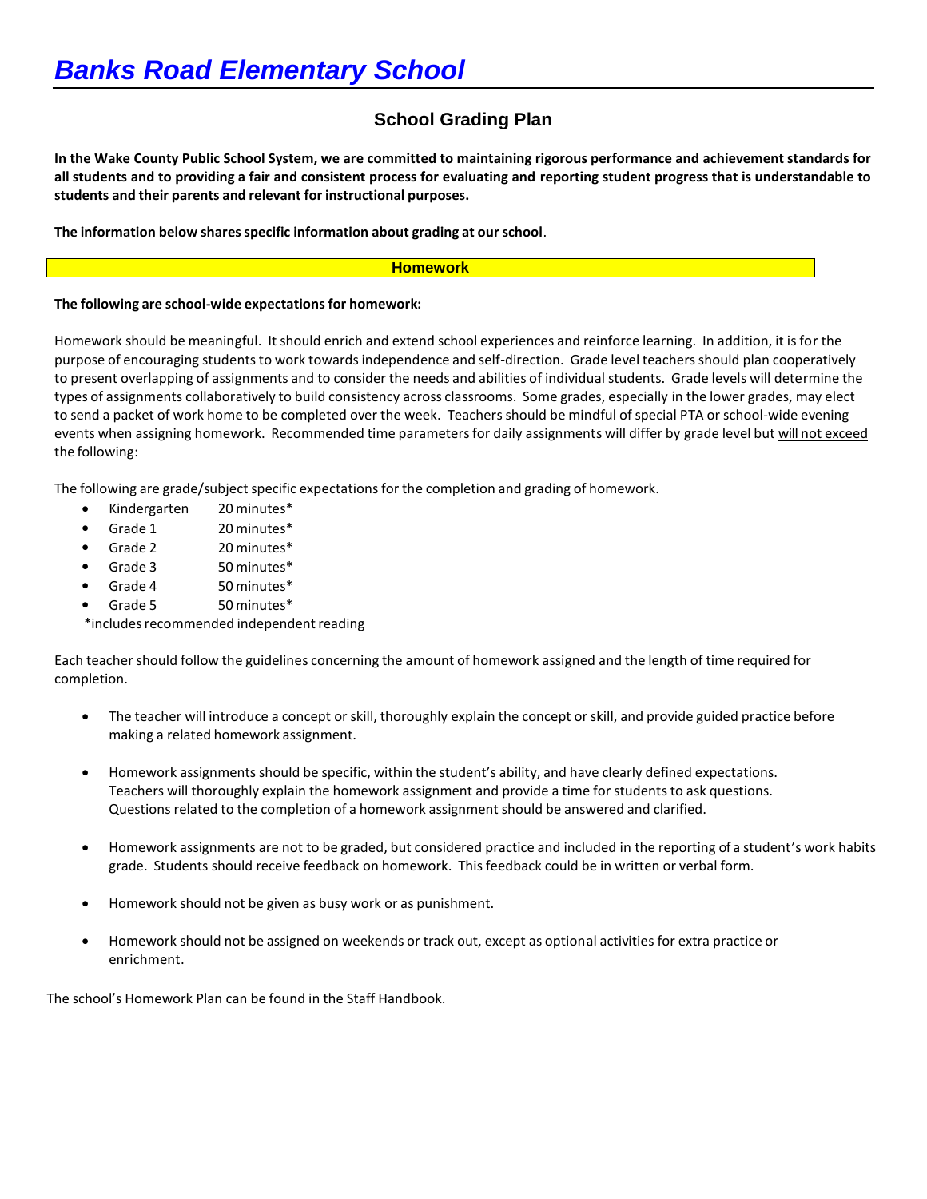# *Banks Road Elementary School*

## School Grading Plan

**In the Wake County Public School System, we are committed to maintaining rigorous performance and achievement standards for all students and to providing a fair and consistent process for evaluating and reporting student progress that is understandable to students and their parents and relevant for instructional purposes.**

**The information below shares specific information about grading at our school**.

### Homework

**The following are school-wide expectations for homework:**

Homework should be meaningful. It should enrich and extend school experiences and reinforce learning. In addition, it is for the purpose of encouraging students to work towards independence and self-direction. Grade level teachers should plan cooperatively to present overlapping of assignments and to consider the needs and abilities of individual students. Grade levels will determine the types of assignments collaboratively to build consistency across classrooms. Some grades, especially in the lower grades, may elect to send a packet of work home to be completed over the week. Teachers should be mindful of special PTA or school-wide evening events when assigning homework. Recommended time parameters for daily assignments will differ by grade level but <u>will not exceed</u> the following:

The following are grade/subject specific expectations for the completion and grading of homework.

- Kindergarten 20 minutes*
- Grade 1 20 minutes*
- Grade 2 20 minutes*
- Grade 3 50 minutes*
- Grade 4 50 minutes*
- Grade 5 50 minutes*

*includes recommended independent reading

Each teacher should follow the guidelines concerning the amount of homework assigned and the length of time required for completion.

- The teacher will introduce a concept or skill, thoroughly explain the concept or skill, and provide guided practice before making a related homework assignment.
- Homework assignments should be specific, within the student's ability, and have clearly defined expectations. Teachers will thoroughly explain the homework assignment and provide a time for students to ask questions. Questions related to the completion of a homework assignment should be answered and clarified.
- Homework assignments are not to be graded, but considered practice and included in the reporting of a student's work habits grade. Students should receive feedback on homework. This feedback could be in written or verbal form.
- Homework should not be given as busy work or as punishment.
- Homework should not be assigned on weekends or track out, except as optional activities for extra practice or enrichment.

The school's Homework Plan can be found in the Staff Handbook.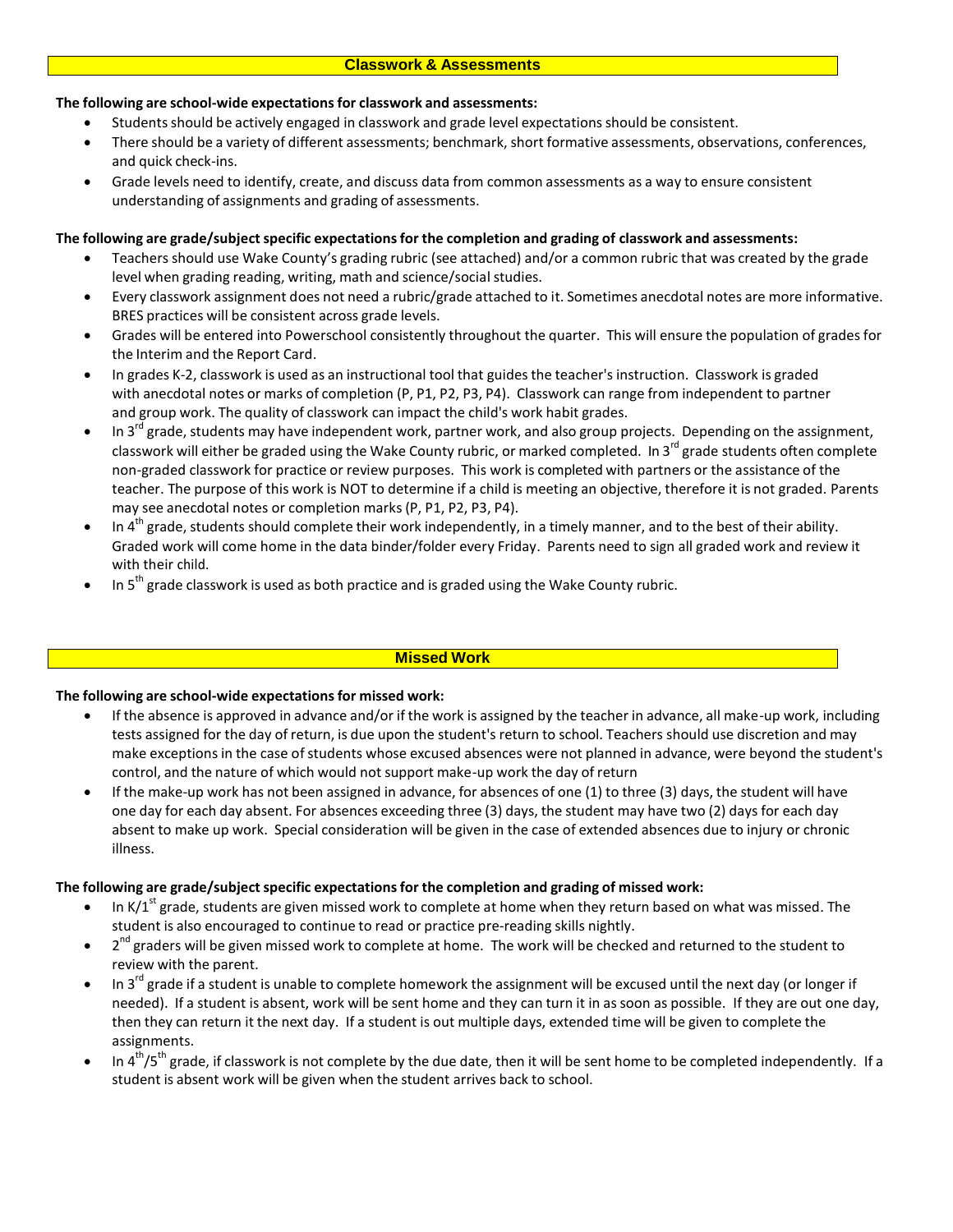## Classwork & Assessments

**The following are school-wide expectations for classwork and assessments:**

- Students should be actively engaged in classwork and grade level expectations should be consistent.
- There should be a variety of different assessments; benchmark, short formative assessments, observations, conferences, and quick check-ins.
- Grade levels need to identify, create, and discuss data from common assessments as a way to ensure consistent understanding of assignments and grading of assessments.

**The following are grade/subject specific expectations for the completion and grading of classwork and assessments:**

- Teachers should use Wake County's grading rubric (see attached) and/or a common rubric that was created by the grade level when grading reading, writing, math and science/social studies.
- Every classwork assignment does not need a rubric/grade attached to it. Sometimes anecdotal notes are more informative. BRES practices will be consistent across grade levels.
- Grades will be entered into Powerschool consistently throughout the quarter. This will ensure the population of grades for the Interim and the Report Card.
- In grades K-2, classwork is used as an instructional tool that guides the teacher's instruction. Classwork is graded with anecdotal notes or marks of completion (P, P1, P2, P3, P4). Classwork can range from independent to partner and group work. The quality of classwork can impact the child's work habit grades.
- In 3rd grade, students may have independent work, partner work, and also group projects. Depending on the assignment, classwork will either be graded using the Wake County rubric, or marked completed. In 3rd grade students often complete non-graded classwork for practice or review purposes. This work is completed with partners or the assistance of the teacher. The purpose of this work is NOT to determine if a child is meeting an objective, therefore it is not graded. Parents may see anecdotal notes or completion marks (P, P1, P2, P3, P4).
- In 4th grade, students should complete their work independently, in a timely manner, and to the best of their ability. Graded work will come home in the data binder/folder every Friday. Parents need to sign all graded work and review it with their child.
- In 5th grade classwork is used as both practice and is graded using the Wake County rubric.

## Missed Work

**The following are school-wide expectations for missed work:**

- If the absence is approved in advance and/or if the work is assigned by the teacher in advance, all make-up work, including tests assigned for the day of return, is due upon the student's return to school. Teachers should use discretion and may make exceptions in the case of students whose excused absences were not planned in advance, were beyond the student's control, and the nature of which would not support make-up work the day of return
- If the make-up work has not been assigned in advance, for absences of one (1) to three (3) days, the student will have one day for each day absent. For absences exceeding three (3) days, the student may have two (2) days for each day absent to make up work. Special consideration will be given in the case of extended absences due to injury or chronic illness.

**The following are grade/subject specific expectations for the completion and grading of missed work:**

- In K/1st grade, students are given missed work to complete at home when they return based on what was missed. The student is also encouraged to continue to read or practice pre-reading skills nightly.
- 2nd graders will be given missed work to complete at home. The work will be checked and returned to the student to review with the parent.
- In 3rd grade if a student is unable to complete homework the assignment will be excused until the next day (or longer if needed). If a student is absent, work will be sent home and they can turn it in as soon as possible. If they are out one day, then they can return it the next day. If a student is out multiple days, extended time will be given to complete the assignments.
- In 4th/5th grade, if classwork is not complete by the due date, then it will be sent home to be completed independently. If a student is absent work will be given when the student arrives back to school.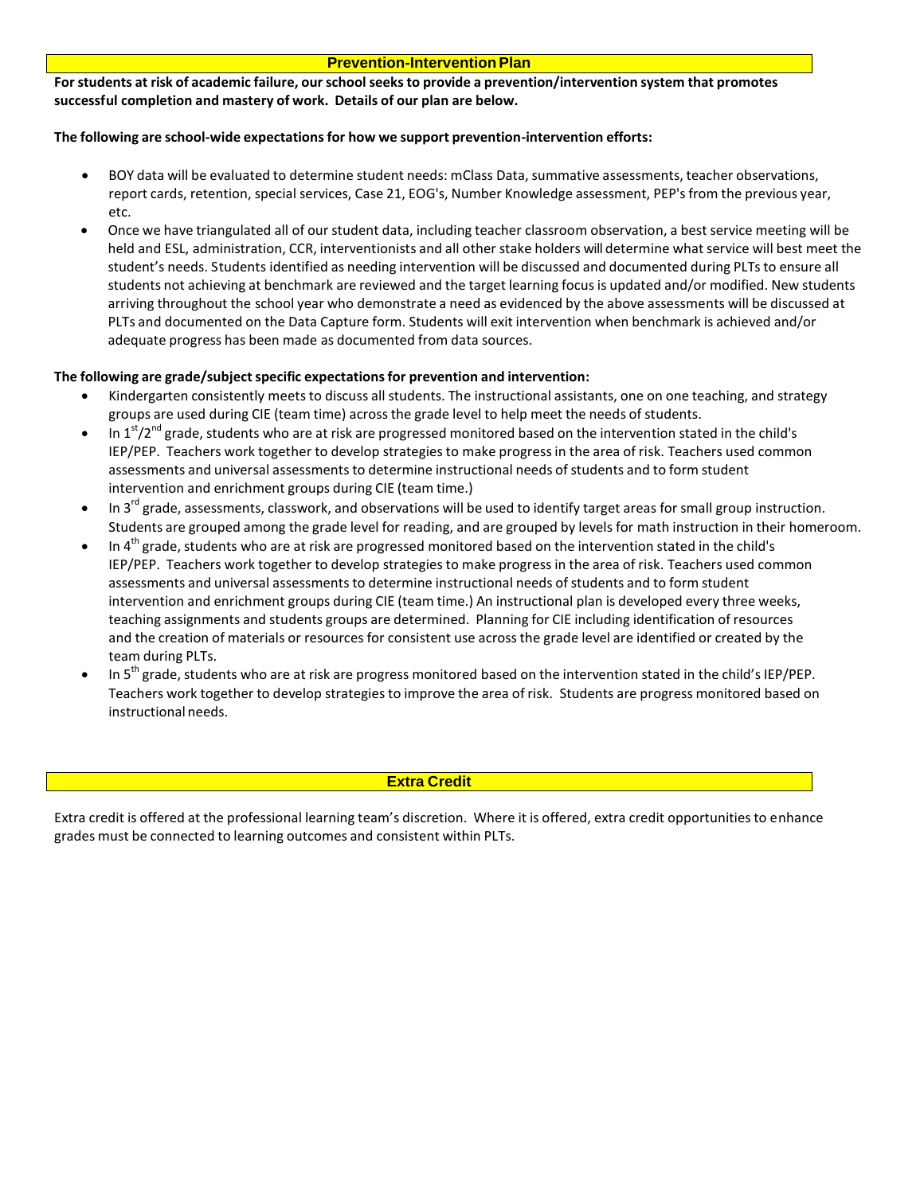## Prevention-Intervention Plan

**For students at risk of academic failure, our school seeks to provide a prevention/intervention system that promotes successful completion and mastery of work. Details of our plan are below.**

**The following are school-wide expectations for how we support prevention-intervention efforts:**

- BOY data will be evaluated to determine student needs: mClass Data, summative assessments, teacher observations, report cards, retention, special services, Case 21, EOG's, Number Knowledge assessment, PEP's from the previous year, etc.
- Once we have triangulated all of our student data, including teacher classroom observation, a best service meeting will be held and ESL, administration, CCR, interventionists and all other stake holders will determine what service will best meet the student's needs. Students identified as needing intervention will be discussed and documented during PLTs to ensure all students not achieving at benchmark are reviewed and the target learning focus is updated and/or modified. New students arriving throughout the school year who demonstrate a need as evidenced by the above assessments will be discussed at PLTs and documented on the Data Capture form. Students will exit intervention when benchmark is achieved and/or adequate progress has been made as documented from data sources.

**The following are grade/subject specific expectations for prevention and intervention:**

- Kindergarten consistently meets to discuss all students. The instructional assistants, one on one teaching, and strategy groups are used during CIE (team time) across the grade level to help meet the needs of students.
- In 1st/2nd grade, students who are at risk are progressed monitored based on the intervention stated in the child's IEP/PEP. Teachers work together to develop strategies to make progress in the area of risk. Teachers used common assessments and universal assessments to determine instructional needs of students and to form student intervention and enrichment groups during CIE (team time.)
- In 3rd grade, assessments, classwork, and observations will be used to identify target areas for small group instruction. Students are grouped among the grade level for reading, and are grouped by levels for math instruction in their homeroom.
- In 4th grade, students who are at risk are progressed monitored based on the intervention stated in the child's IEP/PEP. Teachers work together to develop strategies to make progress in the area of risk. Teachers used common assessments and universal assessments to determine instructional needs of students and to form student intervention and enrichment groups during CIE (team time.) An instructional plan is developed every three weeks, teaching assignments and students groups are determined. Planning for CIE including identification of resources and the creation of materials or resources for consistent use across the grade level are identified or created by the team during PLTs.
- In 5th grade, students who are at risk are progress monitored based on the intervention stated in the child's IEP/PEP. Teachers work together to develop strategies to improve the area of risk. Students are progress monitored based on instructional needs.

## Extra Credit

Extra credit is offered at the professional learning team's discretion. Where it is offered, extra credit opportunities to enhance grades must be connected to learning outcomes and consistent within PLTs.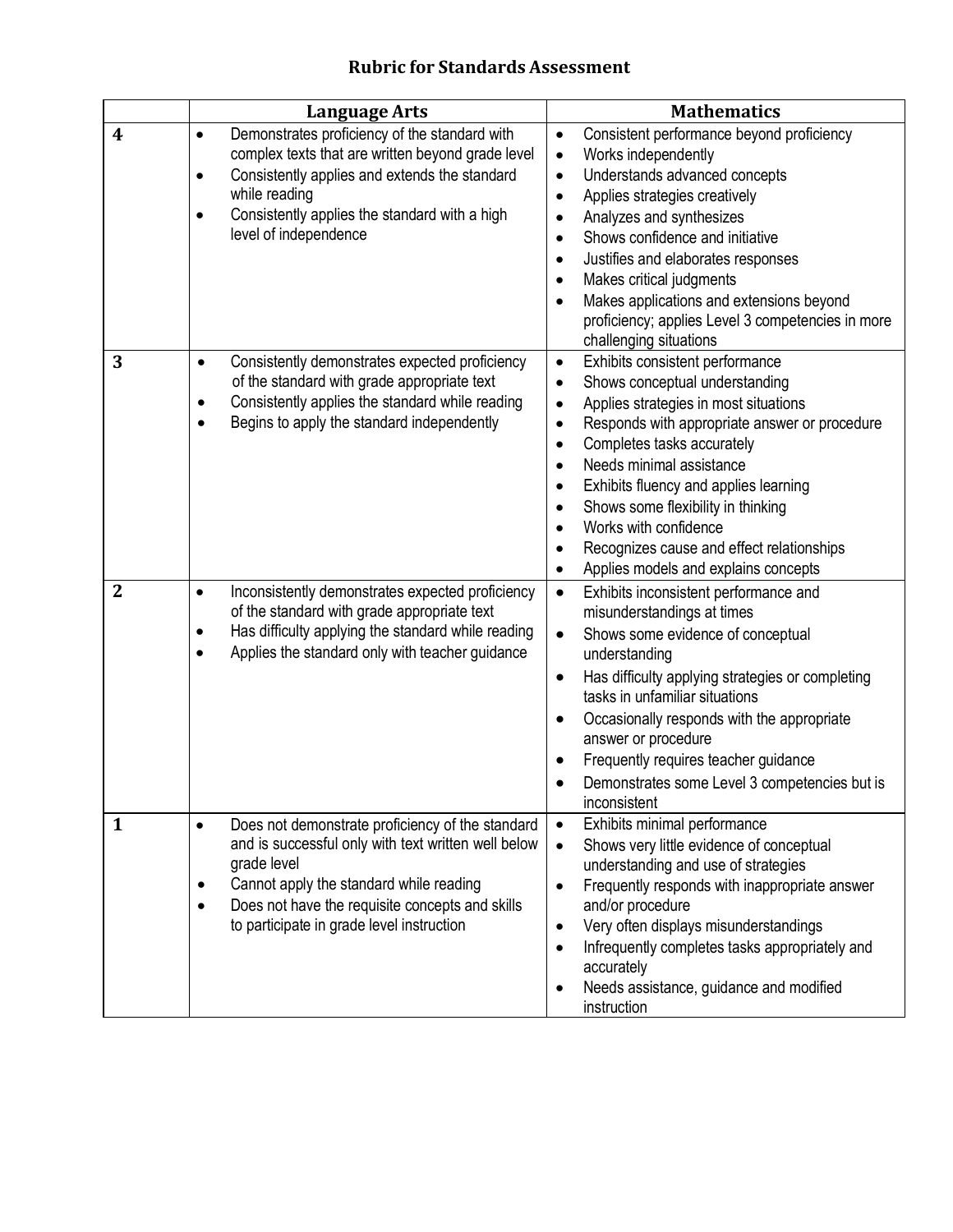# Rubric for Standards Assessment

| | Language Arts | Mathematics |
|---|---|---|
| **4** | • Demonstrates proficiency of the standard with complex texts that are written beyond grade level<br>• Consistently applies and extends the standard while reading<br>• Consistently applies the standard with a high level of independence | • Consistent performance beyond proficiency<br>• Works independently<br>• Understands advanced concepts<br>• Applies strategies creatively<br>• Analyzes and synthesizes<br>• Shows confidence and initiative<br>• Justifies and elaborates responses<br>• Makes critical judgments<br>• Makes applications and extensions beyond proficiency; applies Level 3 competencies in more challenging situations |
| **3** | • Consistently demonstrates expected proficiency of the standard with grade appropriate text<br>• Consistently applies the standard while reading<br>• Begins to apply the standard independently | • Exhibits consistent performance<br>• Shows conceptual understanding<br>• Applies strategies in most situations<br>• Responds with appropriate answer or procedure<br>• Completes tasks accurately<br>• Needs minimal assistance<br>• Exhibits fluency and applies learning<br>• Shows some flexibility in thinking<br>• Works with confidence<br>• Recognizes cause and effect relationships<br>• Applies models and explains concepts |
| **2** | • Inconsistently demonstrates expected proficiency of the standard with grade appropriate text<br>• Has difficulty applying the standard while reading<br>• Applies the standard only with teacher guidance | • Exhibits inconsistent performance and misunderstandings at times<br>• Shows some evidence of conceptual understanding<br>• Has difficulty applying strategies or completing tasks in unfamiliar situations<br>• Occasionally responds with the appropriate answer or procedure<br>• Frequently requires teacher guidance<br>• Demonstrates some Level 3 competencies but is inconsistent |
| **1** | • Does not demonstrate proficiency of the standard and is successful only with text written well below grade level<br>• Cannot apply the standard while reading<br>• Does not have the requisite concepts and skills to participate in grade level instruction | • Exhibits minimal performance<br>• Shows very little evidence of conceptual understanding and use of strategies<br>• Frequently responds with inappropriate answer and/or procedure<br>• Very often displays misunderstandings<br>• Infrequently completes tasks appropriately and accurately<br>• Needs assistance, guidance and modified instruction |